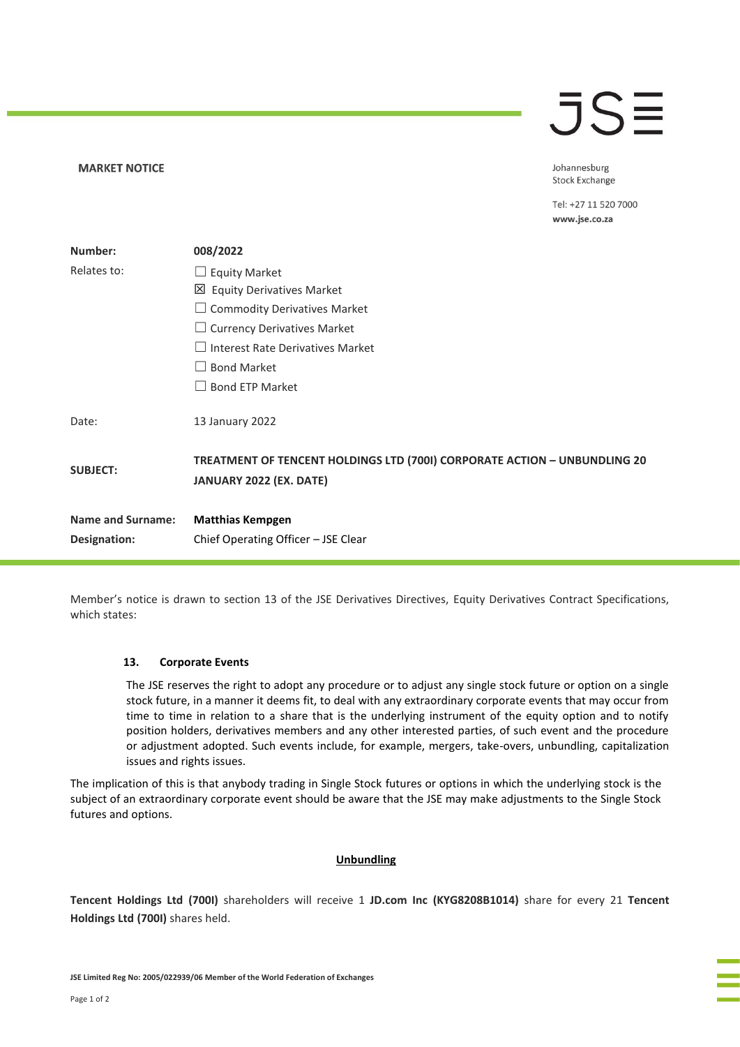**MARKET NOTICE**

Johannesburg Stock Exchange

Tel: +27 11 520 7000
www.jse.co.za

| | |
|---|---|
| **Number:** | **008/2022** |
| Relates to: | ☐ Equity Market<br>☒ Equity Derivatives Market<br>☐ Commodity Derivatives Market<br>☐ Currency Derivatives Market<br>☐ Interest Rate Derivatives Market<br>☐ Bond Market<br>☐ Bond ETP Market |
| Date: | 13 January 2022 |
| **SUBJECT:** | **TREATMENT OF TENCENT HOLDINGS LTD (700I) CORPORATE ACTION – UNBUNDLING 20 JANUARY 2022 (EX. DATE)** |
| **Name and Surname:** | **Matthias Kempgen** |
| **Designation:** | Chief Operating Officer – JSE Clear |

Member's notice is drawn to section 13 of the JSE Derivatives Directives, Equity Derivatives Contract Specifications, which states:

> **13. Corporate Events**
>
> The JSE reserves the right to adopt any procedure or to adjust any single stock future or option on a single stock future, in a manner it deems fit, to deal with any extraordinary corporate events that may occur from time to time in relation to a share that is the underlying instrument of the equity option and to notify position holders, derivatives members and any other interested parties, of such event and the procedure or adjustment adopted. Such events include, for example, mergers, take-overs, unbundling, capitalization issues and rights issues.

The implication of this is that anybody trading in Single Stock futures or options in which the underlying stock is the subject of an extraordinary corporate event should be aware that the JSE may make adjustments to the Single Stock futures and options.

**Unbundling**

**Tencent Holdings Ltd (700I)** shareholders will receive 1 **JD.com Inc (KYG8208B1014)** share for every 21 **Tencent Holdings Ltd (700I)** shares held.

**JSE Limited Reg No: 2005/022939/06 Member of the World Federation of Exchanges**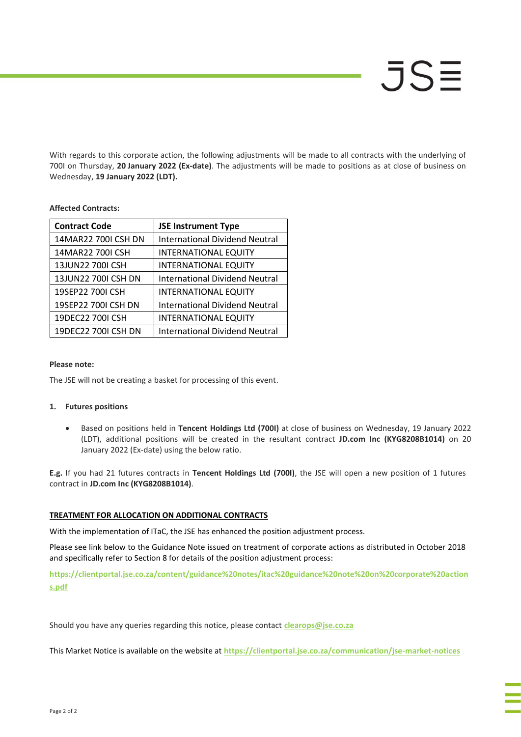With regards to this corporate action, the following adjustments will be made to all contracts with the underlying of 700I on Thursday, **20 January 2022 (Ex-date)**. The adjustments will be made to positions as at close of business on Wednesday, **19 January 2022 (LDT).**

**Affected Contracts:**

| Contract Code | JSE Instrument Type |
|---|---|
| 14MAR22 700I CSH DN | International Dividend Neutral |
| 14MAR22 700I CSH | INTERNATIONAL EQUITY |
| 13JUN22 700I CSH | INTERNATIONAL EQUITY |
| 13JUN22 700I CSH DN | International Dividend Neutral |
| 19SEP22 700I CSH | INTERNATIONAL EQUITY |
| 19SEP22 700I CSH DN | International Dividend Neutral |
| 19DEC22 700I CSH | INTERNATIONAL EQUITY |
| 19DEC22 700I CSH DN | International Dividend Neutral |

**Please note:**

The JSE will not be creating a basket for processing of this event.

1. **Futures positions**

- Based on positions held in **Tencent Holdings Ltd (700I)** at close of business on Wednesday, 19 January 2022 (LDT), additional positions will be created in the resultant contract **JD.com Inc (KYG8208B1014)** on 20 January 2022 (Ex-date) using the below ratio.

**E.g.** If you had 21 futures contracts in **Tencent Holdings Ltd (700I)**, the JSE will open a new position of 1 futures contract in **JD.com Inc (KYG8208B1014)**.

**TREATMENT FOR ALLOCATION ON ADDITIONAL CONTRACTS**

With the implementation of ITaC, the JSE has enhanced the position adjustment process.

Please see link below to the Guidance Note issued on treatment of corporate actions as distributed in October 2018 and specifically refer to Section 8 for details of the position adjustment process:

**https://clientportal.jse.co.za/content/guidance%20notes/itac%20guidance%20note%20on%20corporate%20actions.pdf**

Should you have any queries regarding this notice, please contact **clearops@jse.co.za**

This Market Notice is available on the website at **https://clientportal.jse.co.za/communication/jse-market-notices**